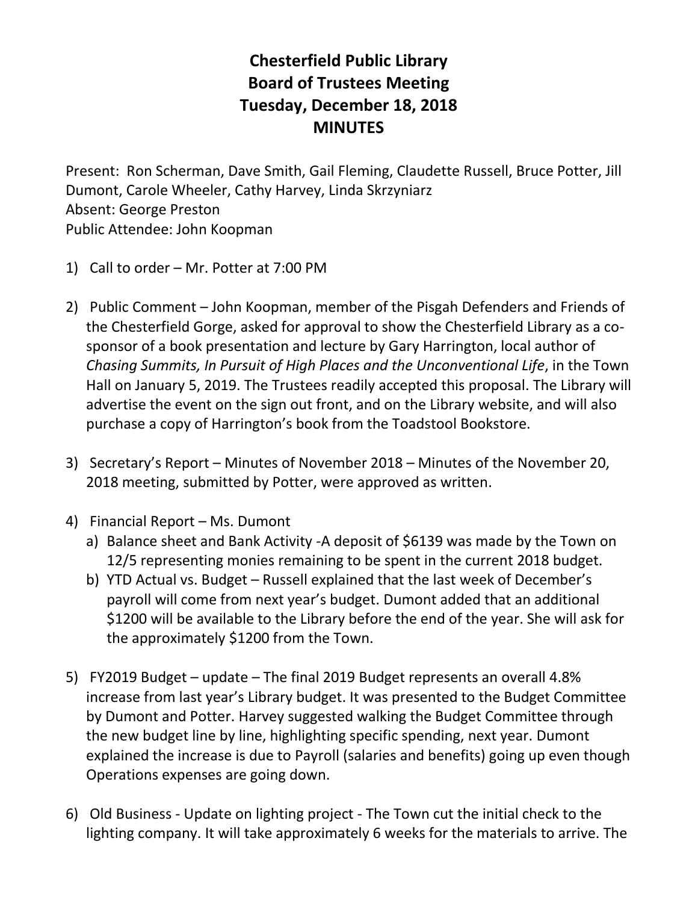# Chesterfield Public Library
# Board of Trustees Meeting
# Tuesday, December 18, 2018
# MINUTES

Present: Ron Scherman, Dave Smith, Gail Fleming, Claudette Russell, Bruce Potter, Jill Dumont, Carole Wheeler, Cathy Harvey, Linda Skrzyniarz
Absent: George Preston
Public Attendee: John Koopman

1) Call to order – Mr. Potter at 7:00 PM

2) Public Comment – John Koopman, member of the Pisgah Defenders and Friends of the Chesterfield Gorge, asked for approval to show the Chesterfield Library as a co-sponsor of a book presentation and lecture by Gary Harrington, local author of *Chasing Summits, In Pursuit of High Places and the Unconventional Life*, in the Town Hall on January 5, 2019. The Trustees readily accepted this proposal. The Library will advertise the event on the sign out front, and on the Library website, and will also purchase a copy of Harrington's book from the Toadstool Bookstore.

3) Secretary's Report – Minutes of November 2018 – Minutes of the November 20, 2018 meeting, submitted by Potter, were approved as written.

4) Financial Report – Ms. Dumont
   a) Balance sheet and Bank Activity -A deposit of $6139 was made by the Town on 12/5 representing monies remaining to be spent in the current 2018 budget.
   b) YTD Actual vs. Budget – Russell explained that the last week of December's payroll will come from next year's budget. Dumont added that an additional $1200 will be available to the Library before the end of the year. She will ask for the approximately $1200 from the Town.

5) FY2019 Budget – update – The final 2019 Budget represents an overall 4.8% increase from last year's Library budget. It was presented to the Budget Committee by Dumont and Potter. Harvey suggested walking the Budget Committee through the new budget line by line, highlighting specific spending, next year. Dumont explained the increase is due to Payroll (salaries and benefits) going up even though Operations expenses are going down.

6) Old Business - Update on lighting project - The Town cut the initial check to the lighting company. It will take approximately 6 weeks for the materials to arrive. The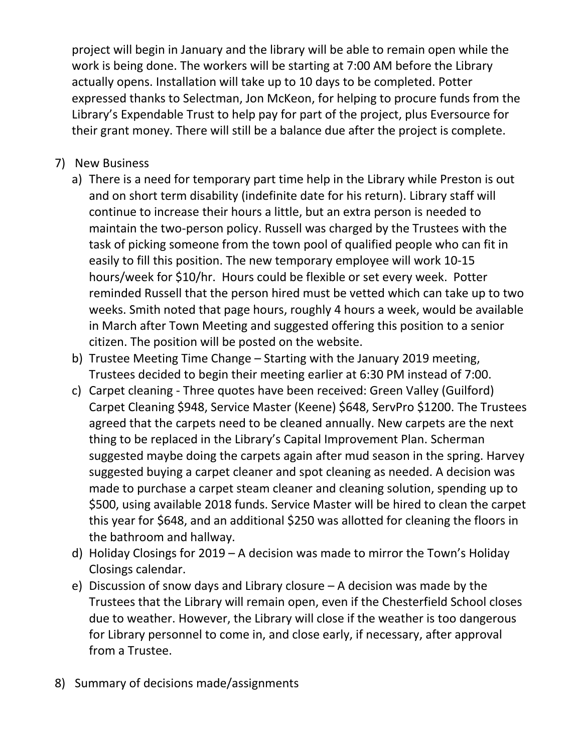project will begin in January and the library will be able to remain open while the work is being done. The workers will be starting at 7:00 AM before the Library actually opens. Installation will take up to 10 days to be completed. Potter expressed thanks to Selectman, Jon McKeon, for helping to procure funds from the Library's Expendable Trust to help pay for part of the project, plus Eversource for their grant money. There will still be a balance due after the project is complete.

7) New Business
   a) There is a need for temporary part time help in the Library while Preston is out and on short term disability (indefinite date for his return). Library staff will continue to increase their hours a little, but an extra person is needed to maintain the two-person policy. Russell was charged by the Trustees with the task of picking someone from the town pool of qualified people who can fit in easily to fill this position. The new temporary employee will work 10-15 hours/week for $10/hr. Hours could be flexible or set every week. Potter reminded Russell that the person hired must be vetted which can take up to two weeks. Smith noted that page hours, roughly 4 hours a week, would be available in March after Town Meeting and suggested offering this position to a senior citizen. The position will be posted on the website.
   b) Trustee Meeting Time Change – Starting with the January 2019 meeting, Trustees decided to begin their meeting earlier at 6:30 PM instead of 7:00.
   c) Carpet cleaning - Three quotes have been received: Green Valley (Guilford) Carpet Cleaning $948, Service Master (Keene) $648, ServPro $1200. The Trustees agreed that the carpets need to be cleaned annually. New carpets are the next thing to be replaced in the Library's Capital Improvement Plan. Scherman suggested maybe doing the carpets again after mud season in the spring. Harvey suggested buying a carpet cleaner and spot cleaning as needed. A decision was made to purchase a carpet steam cleaner and cleaning solution, spending up to $500, using available 2018 funds. Service Master will be hired to clean the carpet this year for $648, and an additional $250 was allotted for cleaning the floors in the bathroom and hallway.
   d) Holiday Closings for 2019 – A decision was made to mirror the Town's Holiday Closings calendar.
   e) Discussion of snow days and Library closure – A decision was made by the Trustees that the Library will remain open, even if the Chesterfield School closes due to weather. However, the Library will close if the weather is too dangerous for Library personnel to come in, and close early, if necessary, after approval from a Trustee.

8) Summary of decisions made/assignments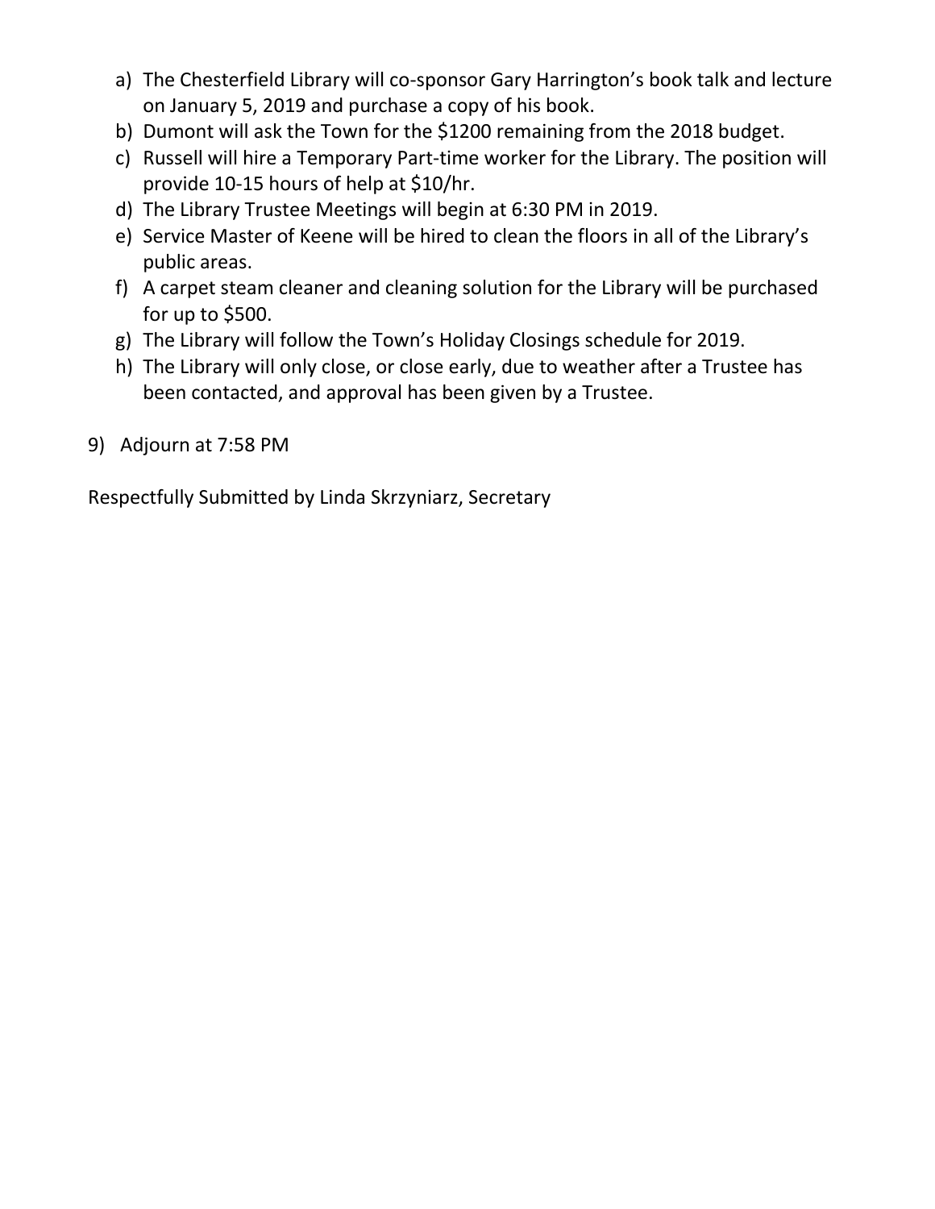a) The Chesterfield Library will co-sponsor Gary Harrington's book talk and lecture on January 5, 2019 and purchase a copy of his book.
b) Dumont will ask the Town for the $1200 remaining from the 2018 budget.
c) Russell will hire a Temporary Part-time worker for the Library. The position will provide 10-15 hours of help at $10/hr.
d) The Library Trustee Meetings will begin at 6:30 PM in 2019.
e) Service Master of Keene will be hired to clean the floors in all of the Library's public areas.
f) A carpet steam cleaner and cleaning solution for the Library will be purchased for up to $500.
g) The Library will follow the Town's Holiday Closings schedule for 2019.
h) The Library will only close, or close early, due to weather after a Trustee has been contacted, and approval has been given by a Trustee.

9) Adjourn at 7:58 PM

Respectfully Submitted by Linda Skrzyniarz, Secretary